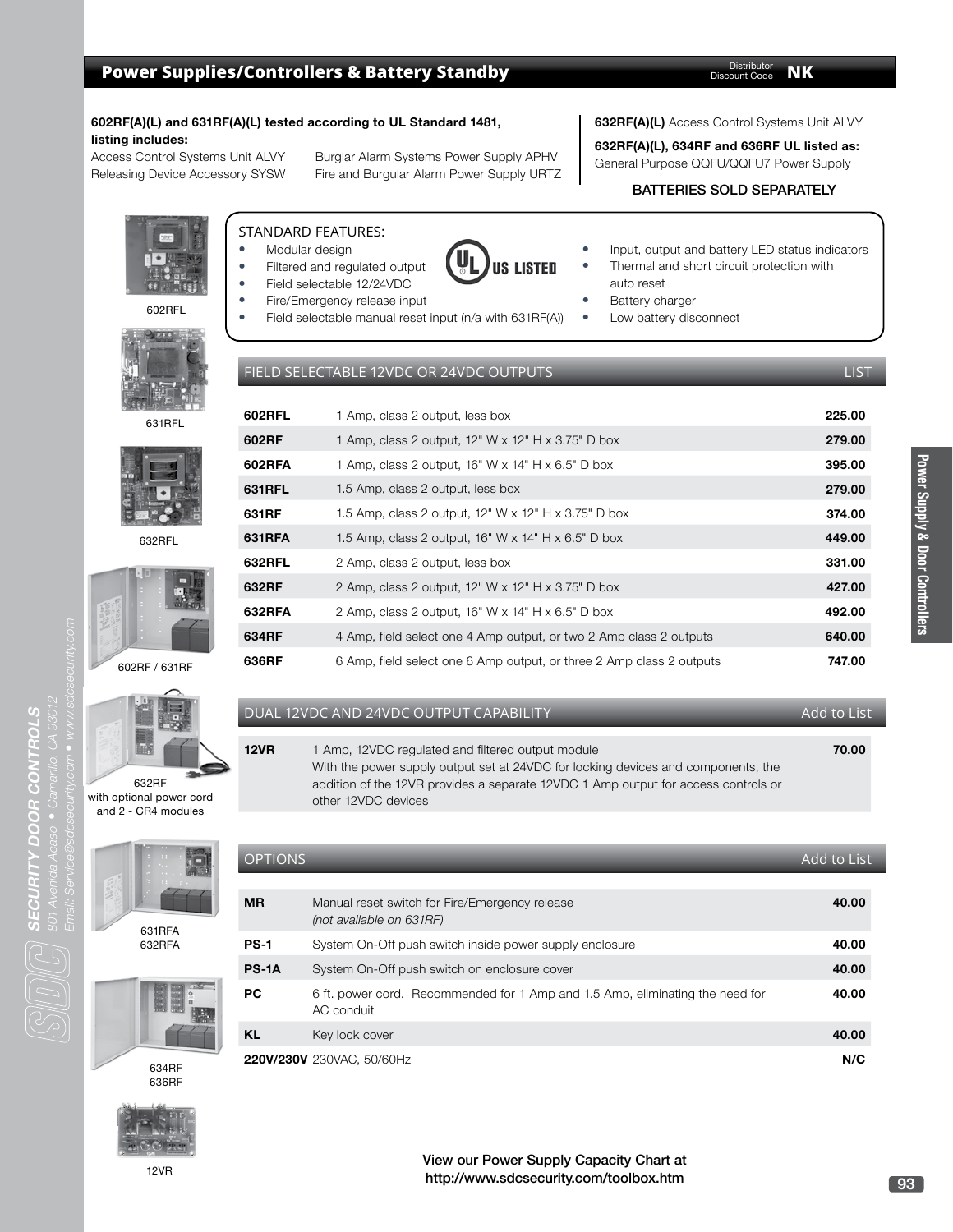# Power Supplies/Controllers & Battery Standby

Distributor Discount Code **NK**

**602RF(A)(L) and 631RF(A)(L) tested according to UL Standard 1481, listing includes:**

Access Control Systems Unit ALVY
Releasing Device Accessory SYSW
Burglar Alarm Systems Power Supply APHV
Fire and Burgular Alarm Power Supply URTZ

**632RF(A)(L)** Access Control Systems Unit ALVY

**632RF(A)(L), 634RF and 636RF UL listed as:**
General Purpose QQFU/QQFU7 Power Supply

BATTERIES SOLD SEPARATELY

## STANDARD FEATURES:

- Modular design
- Filtered and regulated output
- Field selectable 12/24VDC
- Fire/Emergency release input
- Field selectable manual reset input (n/a with 631RF(A))
- Input, output and battery LED status indicators
- Thermal and short circuit protection with auto reset
- Battery charger
- Low battery disconnect

UL US LISTED

## FIELD SELECTABLE 12VDC OR 24VDC OUTPUTS

| Model | Description | LIST |
|---|---|---|
| **602RFL** | 1 Amp, class 2 output, less box | **225.00** |
| **602RF** | 1 Amp, class 2 output, 12" W x 12" H x 3.75" D box | **279.00** |
| **602RFA** | 1 Amp, class 2 output, 16" W x 14" H x 6.5" D box | **395.00** |
| **631RFL** | 1.5 Amp, class 2 output, less box | **279.00** |
| **631RF** | 1.5 Amp, class 2 output, 12" W x 12" H x 3.75" D box | **374.00** |
| **631RFA** | 1.5 Amp, class 2 output, 16" W x 14" H x 6.5" D box | **449.00** |
| **632RFL** | 2 Amp, class 2 output, less box | **331.00** |
| **632RF** | 2 Amp, class 2 output, 12" W x 12" H x 3.75" D box | **427.00** |
| **632RFA** | 2 Amp, class 2 output, 16" W x 14" H x 6.5" D box | **492.00** |
| **634RF** | 4 Amp, field select one 4 Amp output, or two 2 Amp class 2 outputs | **640.00** |
| **636RF** | 6 Amp, field select one 6 Amp output, or three 2 Amp class 2 outputs | **747.00** |

## DUAL 12VDC AND 24VDC OUTPUT CAPABILITY

| Model | Description | Add to List |
|---|---|---|
| **12VR** | 1 Amp, 12VDC regulated and filtered output module<br>With the power supply output set at 24VDC for locking devices and components, the addition of the 12VR provides a separate 12VDC 1 Amp output for access controls or other 12VDC devices | **70.00** |

## OPTIONS

| Model | Description | Add to List |
|---|---|---|
| **MR** | Manual reset switch for Fire/Emergency release<br>*(not available on 631RF)* | **40.00** |
| **PS-1** | System On-Off push switch inside power supply enclosure | **40.00** |
| **PS-1A** | System On-Off push switch on enclosure cover | **40.00** |
| **PC** | 6 ft. power cord. Recommended for 1 Amp and 1.5 Amp, eliminating the need for AC conduit | **40.00** |
| **KL** | Key lock cover | **40.00** |
| **220V/230V** | 230VAC, 50/60Hz | **N/C** |

602RFL

631RFL

632RFL

602RF / 631RF

632RF with optional power cord and 2 - CR4 modules

631RFA
632RFA

634RF
636RF

12VR

**View our Power Supply Capacity Chart at http://www.sdcsecurity.com/toolbox.htm**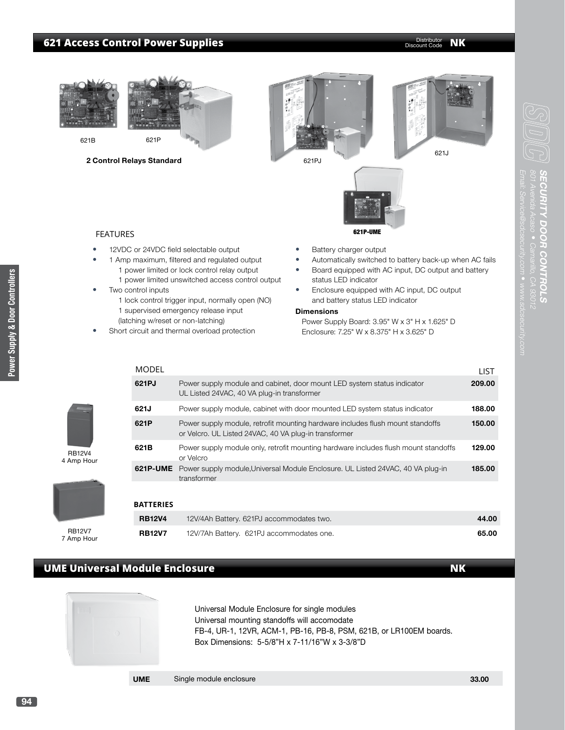## 621 Access Control Power Supplies

Distributor Discount Code **NK**

621B 621P

**2 Control Relays Standard**

621PJ 621J 621P-UME

### FEATURES

- 12VDC or 24VDC field selectable output
- 1 Amp maximum, filtered and regulated output
  - 1 power limited or lock control relay output
  - 1 power limited unswitched access control output
- Two control inputs
  - 1 lock control trigger input, normally open (NO)
  - 1 supervised emergency release input (latching w/reset or non-latching)
- Short circuit and thermal overload protection
- Battery charger output
- Automatically switched to battery back-up when AC fails
- Board equipped with AC input, DC output and battery status LED indicator
- Enclosure equipped with AC input, DC output and battery status LED indicator

**Dimensions**

Power Supply Board: 3.95" W x 3" H x 1.625" D
Enclosure: 7.25" W x 8.375" H x 3.625" D

| MODEL | | LIST |
|---|---|---|
| **621PJ** | Power supply module and cabinet, door mount LED system status indicator UL Listed 24VAC, 40 VA plug-in transformer | **209.00** |
| **621J** | Power supply module, cabinet with door mounted LED system status indicator | **188.00** |
| **621P** | Power supply module, retrofit mounting hardware includes flush mount standoffs or Velcro. UL Listed 24VAC, 40 VA plug-in transformer | **150.00** |
| **621B** | Power supply module only, retrofit mounting hardware includes flush mount standoffs or Velcro | **129.00** |
| **621P-UME** | Power supply module,Universal Module Enclosure. UL Listed 24VAC, 40 VA plug-in transformer | **185.00** |

RB12V4
4 Amp Hour

RB12V7
7 Amp Hour

| BATTERIES | | |
|---|---|---|
| **RB12V4** | 12V/4Ah Battery. 621PJ accommodates two. | **44.00** |
| **RB12V7** | 12V/7Ah Battery. 621PJ accommodates one. | **65.00** |

## UME Universal Module Enclosure

**NK**

Universal Module Enclosure for single modules
Universal mounting standoffs will accomodate
FB-4, UR-1, 12VR, ACM-1, PB-16, PB-8, PSM, 621B, or LR100EM boards.
Box Dimensions: 5-5/8"H x 7-11/16"W x 3-3/8"D

| | | |
|---|---|---|
| **UME** | Single module enclosure | **33.00** |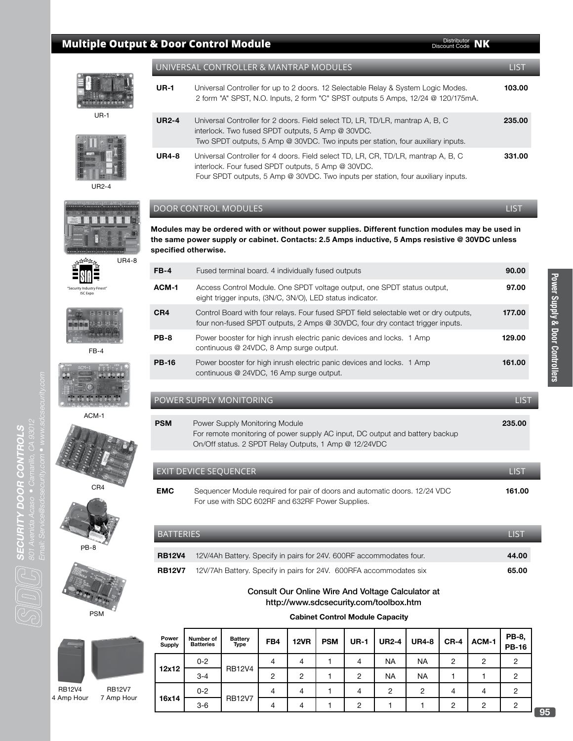# Multiple Output & Door Control Module

Distributor Discount Code **NK**

## UNIVERSAL CONTROLLER & MANTRAP MODULES

| | | LIST |
|---|---|---|
| **UR-1** | Universal Controller for up to 2 doors. 12 Selectable Relay & System Logic Modes. 2 form "A" SPST, N.O. Inputs, 2 form "C" SPST outputs 5 Amps, 12/24 @ 120/175mA. | **103.00** |
| **UR2-4** | Universal Controller for 2 doors. Field select TD, LR, TD/LR, mantrap A, B, C interlock. Two fused SPDT outputs, 5 Amp @ 30VDC. Two SPDT outputs, 5 Amp @ 30VDC. Two inputs per station, four auxiliary inputs. | **235.00** |
| **UR4-8** | Universal Controller for 4 doors. Field select TD, LR, CR, TD/LR, mantrap A, B, C interlock. Four fused SPDT outputs, 5 Amp @ 30VDC. Four SPDT outputs, 5 Amp @ 30VDC. Two inputs per station, four auxiliary inputs. | **331.00** |

UR-1

UR2-4

UR4-8

"Security Industry Finest" ISC Expo

## DOOR CONTROL MODULES

**Modules may be ordered with or without power supplies. Different function modules may be used in the same power supply or cabinet. Contacts: 2.5 Amps inductive, 5 Amps resistive @ 30VDC unless specified otherwise.**

| | | LIST |
|---|---|---|
| **FB-4** | Fused terminal board. 4 individually fused outputs | **90.00** |
| **ACM-1** | Access Control Module. One SPDT voltage output, one SPDT status output, eight trigger inputs, (3N/C, 3N/O), LED status indicator. | **97.00** |
| **CR4** | Control Board with four relays. Four fused SPDT field selectable wet or dry outputs, four non-fused SPDT outputs, 2 Amps @ 30VDC, four dry contact trigger inputs. | **177.00** |
| **PB-8** | Power booster for high inrush electric panic devices and locks. 1 Amp continuous @ 24VDC, 8 Amp surge output. | **129.00** |
| **PB-16** | Power booster for high inrush electric panic devices and locks. 1 Amp continuous @ 24VDC, 16 Amp surge output. | **161.00** |

FB-4

ACM-1

CR4

## POWER SUPPLY MONITORING

| | | LIST |
|---|---|---|
| **PSM** | Power Supply Monitoring Module For remote monitoring of power supply AC input, DC output and battery backup On/Off status. 2 SPDT Relay Outputs, 1 Amp @ 12/24VDC | **235.00** |

## EXIT DEVICE SEQUENCER

| | | LIST |
|---|---|---|
| **EMC** | Sequencer Module required for pair of doors and automatic doors. 12/24 VDC For use with SDC 602RF and 632RF Power Supplies. | **161.00** |

PB-8

PSM

## BATTERIES

| | | LIST |
|---|---|---|
| **RB12V4** | 12V/4Ah Battery. Specify in pairs for 24V. 600RF accommodates four. | **44.00** |
| **RB12V7** | 12V/7Ah Battery. Specify in pairs for 24V. 600RFA accommodates six | **65.00** |

RB12V4 4 Amp Hour

RB12V7 7 Amp Hour

**Consult Our Online Wire And Voltage Calculator at http://www.sdcsecurity.com/toolbox.htm**

**Cabinet Control Module Capacity**

| Power Supply | Number of Batteries | Battery Type | FB4 | 12VR | PSM | UR-1 | UR2-4 | UR4-8 | CR-4 | ACM-1 | PB-8, PB-16 |
|---|---|---|---|---|---|---|---|---|---|---|---|
| 12x12 | 0-2 | RB12V4 | 4 | 4 | 1 | 4 | NA | NA | 2 | 2 | 2 |
| | 3-4 | | 2 | 2 | 1 | 2 | NA | NA | 1 | 1 | 2 |
| 16x14 | 0-2 | RB12V7 | 4 | 4 | 1 | 4 | 2 | 2 | 4 | 4 | 2 |
| | 3-6 | | 4 | 4 | 1 | 2 | 1 | 1 | 2 | 2 | 2 |

Power Supply & Door Controllers

SECURITY DOOR CONTROLS
801 Avenida Acaso • Camarillo, CA 93012
Email: Service@sdcsecurity.com • www.sdcsecurity.com